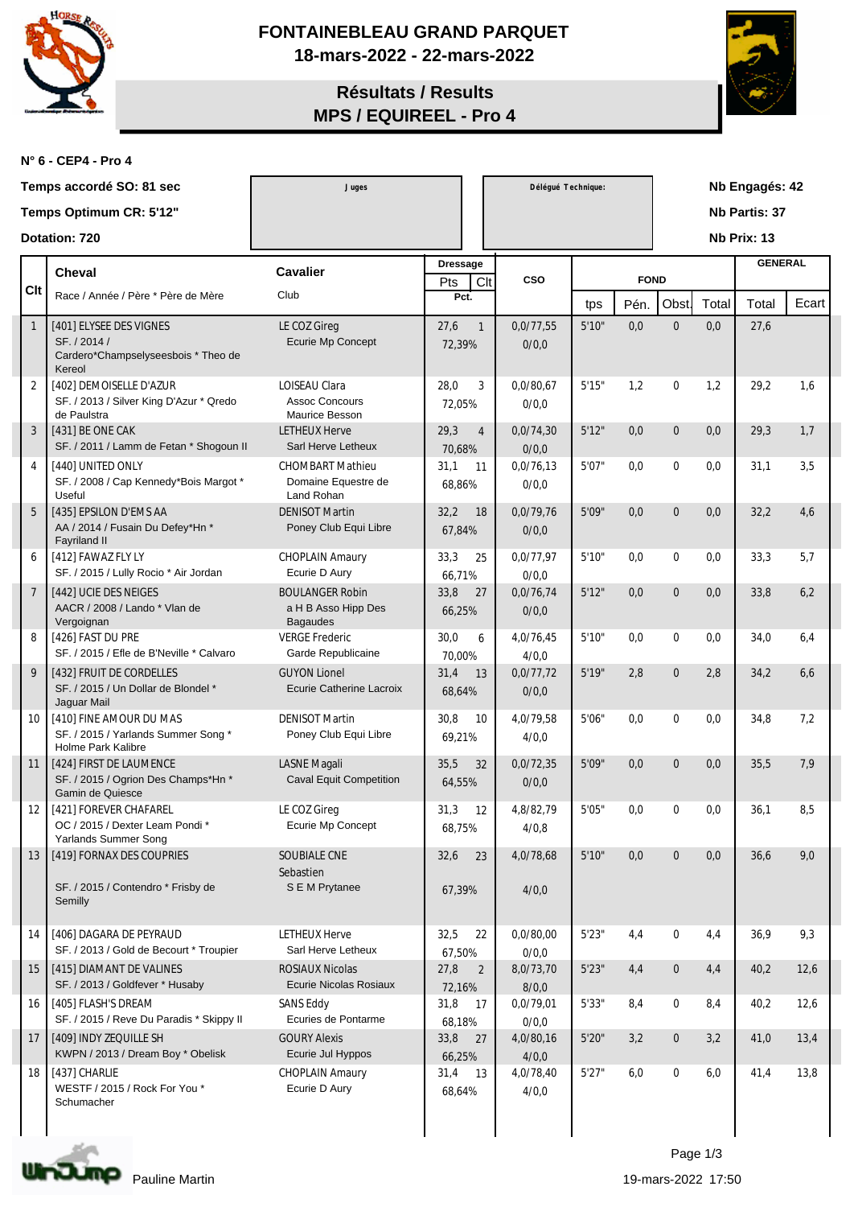# FONTAINEBLEAU GRAND PARQUET

**18-mars-2022 - 22-mars-2022**

## Résultats / Results
## MPS / EQUIREEL - Pro 4

**N° 6 - CEP4 - Pro 4**

**Temps accordé SO: 81 sec**

**Temps Optimum CR: 5'12"**

**Dotation: 720**

Juges

Délégué Technique:

**Nb Engagés: 42**

**Nb Partis: 37**

**Nb Prix: 13**

| Clt | Cheval / Race / Année / Père * Père de Mère | Cavalier / Club | Dressage Pts | Dressage Clt | Dressage Pct. | CSO | FOND tps | FOND Pén. | FOND Obst. | FOND Total | GENERAL Total | GENERAL Ecart |
|---|---|---|---|---|---|---|---|---|---|---|---|---|
| 1 | [401] ELYSEE DES VIGNES<br>SF. / 2014 / Cardero*Champselyseesbois * Theo de Kereol | LE COZ Gireg<br>Ecurie Mp Concept | 27,6 | 1 | 72,39% | 0,0/77,55<br>0/0,0 | 5'10" | 0,0 | 0 | 0,0 | 27,6 | |
| 2 | [402] DEMOISELLE D'AZUR<br>SF. / 2013 / Silver King D'Azur * Qredo de Paulstra | LOISEAU Clara<br>Assoc Concours Maurice Besson | 28,0 | 3 | 72,05% | 0,0/80,67<br>0/0,0 | 5'15" | 1,2 | 0 | 1,2 | 29,2 | 1,6 |
| 3 | [431] BE ONE CAK<br>SF. / 2011 / Lamm de Fetan * Shogoun II | LETHEUX Herve<br>Sarl Herve Letheux | 29,3 | 4 | 70,68% | 0,0/74,30<br>0/0,0 | 5'12" | 0,0 | 0 | 0,0 | 29,3 | 1,7 |
| 4 | [440] UNITED ONLY<br>SF. / 2008 / Cap Kennedy*Bois Margot * Useful | CHOMBART Mathieu<br>Domaine Equestre de Land Rohan | 31,1 | 11 | 68,86% | 0,0/76,13<br>0/0,0 | 5'07" | 0,0 | 0 | 0,0 | 31,1 | 3,5 |
| 5 | [435] EPSILON D'EMSAA<br>AA / 2014 / Fusain Du Defey*Hn * Fayriland II | DENISOT Martin<br>Poney Club Equi Libre | 32,2 | 18 | 67,84% | 0,0/79,76<br>0/0,0 | 5'09" | 0,0 | 0 | 0,0 | 32,2 | 4,6 |
| 6 | [412] FAWAZ FLY LY<br>SF. / 2015 / Lully Rocio * Air Jordan | CHOPLAIN Amaury<br>Ecurie D Aury | 33,3 | 25 | 66,71% | 0,0/77,97<br>0/0,0 | 5'10" | 0,0 | 0 | 0,0 | 33,3 | 5,7 |
| 7 | [442] UCIE DES NEIGES<br>AACR / 2008 / Lando * Vlan de Vergoignan | BOULANGER Robin<br>a H B Asso Hipp Des Bagaudes | 33,8 | 27 | 66,25% | 0,0/76,74<br>0/0,0 | 5'12" | 0,0 | 0 | 0,0 | 33,8 | 6,2 |
| 8 | [426] FAST DU PRE<br>SF. / 2015 / Efle de B'Neville * Calvaro | VERGE Frederic<br>Garde Republicaine | 30,0 | 6 | 70,00% | 4,0/76,45<br>4/0,0 | 5'10" | 0,0 | 0 | 0,0 | 34,0 | 6,4 |
| 9 | [432] FRUIT DE CORDELLES<br>SF. / 2015 / Un Dollar de Blondel * Jaguar Mail | GUYON Lionel<br>Ecurie Catherine Lacroix | 31,4 | 13 | 68,64% | 0,0/77,72<br>0/0,0 | 5'19" | 2,8 | 0 | 2,8 | 34,2 | 6,6 |
| 10 | [410] FINE AMOUR DU MAS<br>SF. / 2015 / Yarlands Summer Song * Holme Park Kalibre | DENISOT Martin<br>Poney Club Equi Libre | 30,8 | 10 | 69,21% | 4,0/79,58<br>4/0,0 | 5'06" | 0,0 | 0 | 0,0 | 34,8 | 7,2 |
| 11 | [424] FIRST DE LAUMENCE<br>SF. / 2015 / Ogrion Des Champs*Hn * Gamin de Quiesce | LASNE Magali<br>Caval Equit Competition | 35,5 | 32 | 64,55% | 0,0/72,35<br>0/0,0 | 5'09" | 0,0 | 0 | 0,0 | 35,5 | 7,9 |
| 12 | [421] FOREVER CHAFAREL<br>OC / 2015 / Dexter Leam Pondi * Yarlands Summer Song | LE COZ Gireg<br>Ecurie Mp Concept | 31,3 | 12 | 68,75% | 4,8/82,79<br>4/0,8 | 5'05" | 0,0 | 0 | 0,0 | 36,1 | 8,5 |
| 13 | [419] FORNAX DES COUPRIES<br>SF. / 2015 / Contendro * Frisby de Semilly | SOUBIALE CNE Sebastien<br>S E M Prytanee | 32,6 | 23 | 67,39% | 4,0/78,68<br>4/0,0 | 5'10" | 0,0 | 0 | 0,0 | 36,6 | 9,0 |
| 14 | [406] DAGARA DE PEYRAUD<br>SF. / 2013 / Gold de Becourt * Troupier | LETHEUX Herve<br>Sarl Herve Letheux | 32,5 | 22 | 67,50% | 0,0/80,00<br>0/0,0 | 5'23" | 4,4 | 0 | 4,4 | 36,9 | 9,3 |
| 15 | [415] DIAMANT DE VALINES<br>SF. / 2013 / Goldfever * Husaby | ROSIAUX Nicolas<br>Ecurie Nicolas Rosiaux | 27,8 | 2 | 72,16% | 8,0/73,70<br>8/0,0 | 5'23" | 4,4 | 0 | 4,4 | 40,2 | 12,6 |
| 16 | [405] FLASH'S DREAM<br>SF. / 2015 / Reve Du Paradis * Skippy II | SANS Eddy<br>Ecuries de Pontarme | 31,8 | 17 | 68,18% | 0,0/79,01<br>0/0,0 | 5'33" | 8,4 | 0 | 8,4 | 40,2 | 12,6 |
| 17 | [409] INDY ZEQUILLE SH<br>KWPN / 2013 / Dream Boy * Obelisk | GOURY Alexis<br>Ecurie Jul Hyppos | 33,8 | 27 | 66,25% | 4,0/80,16<br>4/0,0 | 5'20" | 3,2 | 0 | 3,2 | 41,0 | 13,4 |
| 18 | [437] CHARLIE<br>WESTF / 2015 / Rock For You * Schumacher | CHOPLAIN Amaury<br>Ecurie D Aury | 31,4 | 13 | 68,64% | 4,0/78,40<br>4/0,0 | 5'27" | 6,0 | 0 | 6,0 | 41,4 | 13,8 |

Pauline Martin

19-mars-2022 17:50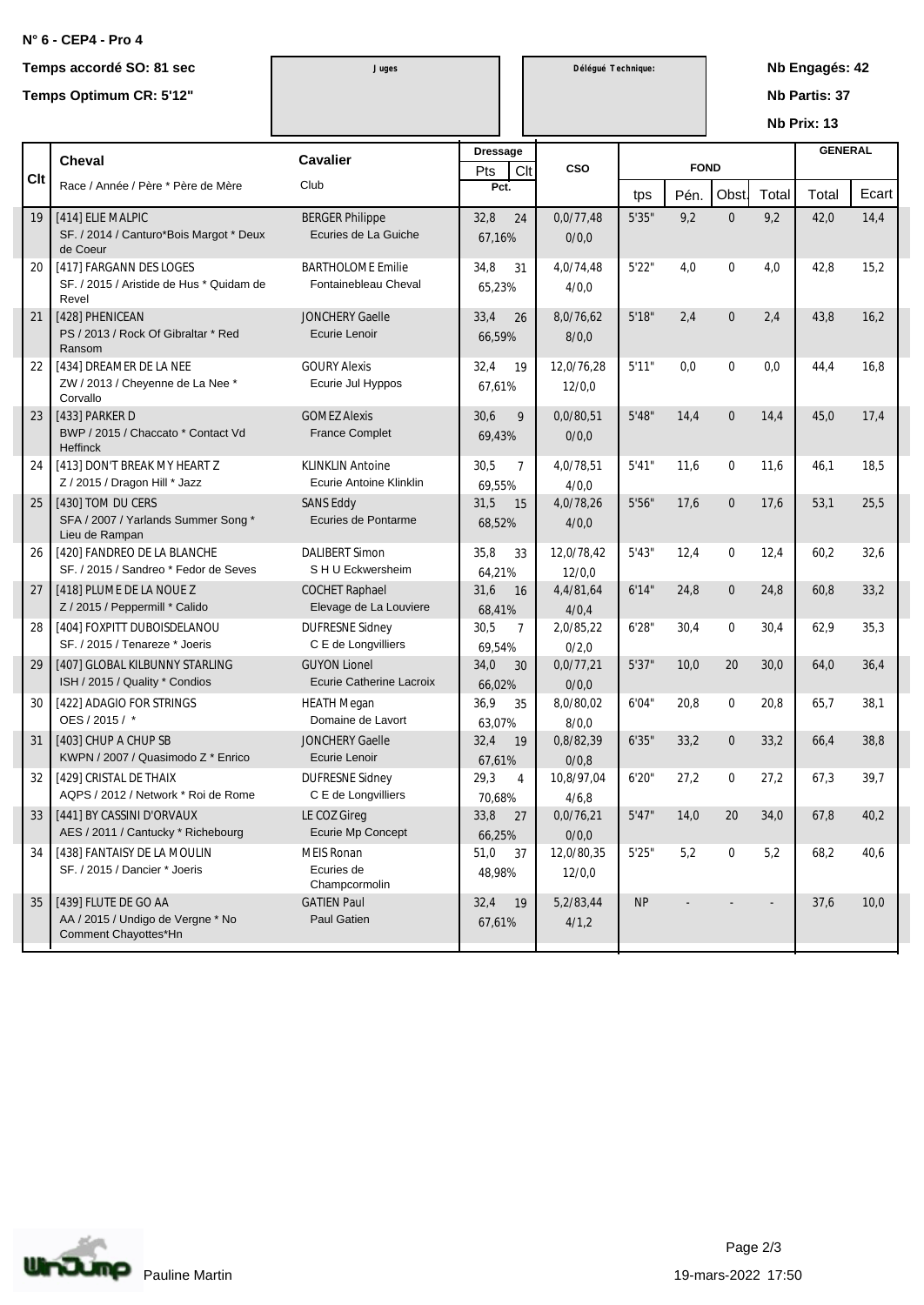**N° 6 - CEP4 - Pro 4**

**Temps accordé SO: 81 sec**

**Temps Optimum CR: 5'12"**

Juges

Délégué Technique:

**Nb Engagés: 42**

**Nb Partis: 37**

**Nb Prix: 13**

| Clt | Cheval<br>Race / Année / Père * Père de Mère | Cavalier<br>Club | Dressage<br>Pts / Clt<br>Pct. | CSO | FOND<br>tps | Pén. | Obst. | Total | GENERAL<br>Total | Ecart |
|---|---|---|---|---|---|---|---|---|---|---|
| 19 | [414] ELIE MALPIC<br>SF. / 2014 / Canturo*Bois Margot * Deux de Coeur | BERGER Philippe<br>Ecuries de La Guiche | 32,8 24<br>67,16% | 0,0/77,48<br>0/0,0 | 5'35" | 9,2 | 0 | 9,2 | 42,0 | 14,4 |
| 20 | [417] FARGANN DES LOGES<br>SF. / 2015 / Aristide de Hus * Quidam de Revel | BARTHOLOME Emilie<br>Fontainebleau Cheval | 34,8 31<br>65,23% | 4,0/74,48<br>4/0,0 | 5'22" | 4,0 | 0 | 4,0 | 42,8 | 15,2 |
| 21 | [428] PHENICEAN<br>PS / 2013 / Rock Of Gibraltar * Red Ransom | JONCHERY Gaelle<br>Ecurie Lenoir | 33,4 26<br>66,59% | 8,0/76,62<br>8/0,0 | 5'18" | 2,4 | 0 | 2,4 | 43,8 | 16,2 |
| 22 | [434] DREAMER DE LA NEE<br>ZW / 2013 / Cheyenne de La Nee * Corvallo | GOURY Alexis<br>Ecurie Jul Hyppos | 32,4 19<br>67,61% | 12,0/76,28<br>12/0,0 | 5'11" | 0,0 | 0 | 0,0 | 44,4 | 16,8 |
| 23 | [433] PARKER D<br>BWP / 2015 / Chaccato * Contact Vd Heffinck | GOMEZ Alexis<br>France Complet | 30,6 9<br>69,43% | 0,0/80,51<br>0/0,0 | 5'48" | 14,4 | 0 | 14,4 | 45,0 | 17,4 |
| 24 | [413] DON'T BREAK MY HEART Z<br>Z / 2015 / Dragon Hill * Jazz | KLINKLIN Antoine<br>Ecurie Antoine Klinklin | 30,5 7<br>69,55% | 4,0/78,51<br>4/0,0 | 5'41" | 11,6 | 0 | 11,6 | 46,1 | 18,5 |
| 25 | [430] TOM DU CERS<br>SFA / 2007 / Yarlands Summer Song * Lieu de Rampan | SANS Eddy<br>Ecuries de Pontarme | 31,5 15<br>68,52% | 4,0/78,26<br>4/0,0 | 5'56" | 17,6 | 0 | 17,6 | 53,1 | 25,5 |
| 26 | [420] FANDREO DE LA BLANCHE<br>SF. / 2015 / Sandreo * Fedor de Seves | DALIBERT Simon<br>S H U Eckwersheim | 35,8 33<br>64,21% | 12,0/78,42<br>12/0,0 | 5'43" | 12,4 | 0 | 12,4 | 60,2 | 32,6 |
| 27 | [418] PLUME DE LA NOUE Z<br>Z / 2015 / Peppermill * Calido | COCHET Raphael<br>Elevage de La Louviere | 31,6 16<br>68,41% | 4,4/81,64<br>4/0,4 | 6'14" | 24,8 | 0 | 24,8 | 60,8 | 33,2 |
| 28 | [404] FOXPITT DUBOISDELANOU<br>SF. / 2015 / Tenareze * Joeris | DUFRESNE Sidney<br>C E de Longvilliers | 30,5 7<br>69,54% | 2,0/85,22<br>0/2,0 | 6'28" | 30,4 | 0 | 30,4 | 62,9 | 35,3 |
| 29 | [407] GLOBAL KILBUNNY STARLING<br>ISH / 2015 / Quality * Condios | GUYON Lionel<br>Ecurie Catherine Lacroix | 34,0 30<br>66,02% | 0,0/77,21<br>0/0,0 | 5'37" | 10,0 | 20 | 30,0 | 64,0 | 36,4 |
| 30 | [422] ADAGIO FOR STRINGS<br>OES / 2015 / * | HEATH Megan<br>Domaine de Lavort | 36,9 35<br>63,07% | 8,0/80,02<br>8/0,0 | 6'04" | 20,8 | 0 | 20,8 | 65,7 | 38,1 |
| 31 | [403] CHUP A CHUP SB<br>KWPN / 2007 / Quasimodo Z * Enrico | JONCHERY Gaelle<br>Ecurie Lenoir | 32,4 19<br>67,61% | 0,8/82,39<br>0/0,8 | 6'35" | 33,2 | 0 | 33,2 | 66,4 | 38,8 |
| 32 | [429] CRISTAL DE THAIX<br>AQPS / 2012 / Network * Roi de Rome | DUFRESNE Sidney<br>C E de Longvilliers | 29,3 4<br>70,68% | 10,8/97,04<br>4/6,8 | 6'20" | 27,2 | 0 | 27,2 | 67,3 | 39,7 |
| 33 | [441] BY CASSINI D'ORVAUX<br>AES / 2011 / Cantucky * Richebourg | LE COZ Gireg<br>Ecurie Mp Concept | 33,8 27<br>66,25% | 0,0/76,21<br>0/0,0 | 5'47" | 14,0 | 20 | 34,0 | 67,8 | 40,2 |
| 34 | [438] FANTAISY DE LA MOULIN<br>SF. / 2015 / Dancier * Joeris | MEIS Ronan<br>Ecuries de Champcormolin | 51,0 37<br>48,98% | 12,0/80,35<br>12/0,0 | 5'25" | 5,2 | 0 | 5,2 | 68,2 | 40,6 |
| 35 | [439] FLUTE DE GO AA<br>AA / 2015 / Undigo de Vergne * No Comment Chayottes*Hn | GATIEN Paul<br>Paul Gatien | 32,4 19<br>67,61% | 5,2/83,44<br>4/1,2 | NP | - | - | - | 37,6 | 10,0 |

Pauline Martin

19-mars-2022 17:50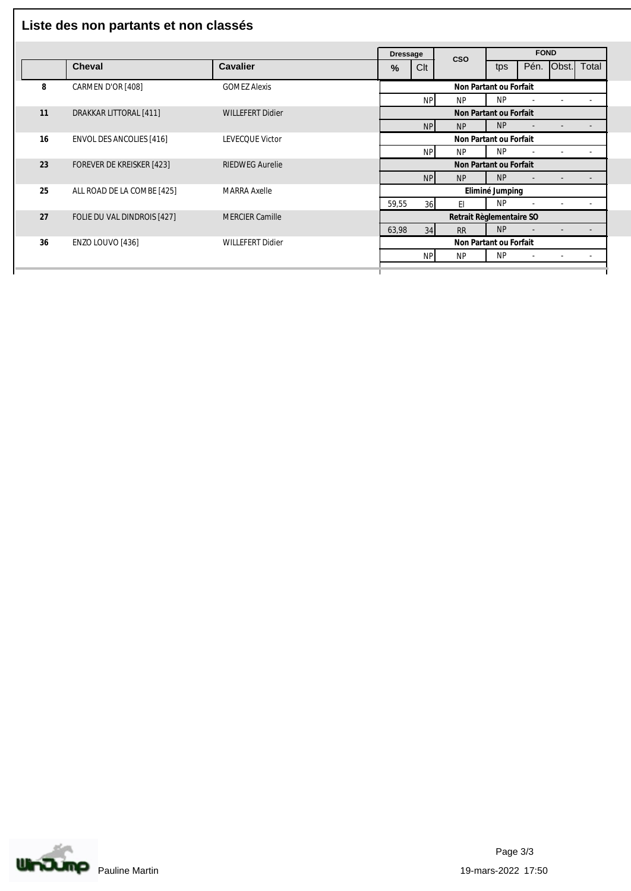## Liste des non partants et non classés

| | Cheval | Cavalier | Dressage | | CSO | FOND | | | |
|---|---|---|---|---|---|---|---|---|---|
| | | | % | Clt | | tps | Pén. | Obst. | Total |
| 8 | CARMEN D'OR [408] | GOMEZ Alexis | Non Partant ou Forfait | | | | | | |
| | | | | NP | NP | NP | - | - | - |
| 11 | DRAKKAR LITTORAL [411] | WILLEFERT Didier | Non Partant ou Forfait | | | | | | |
| | | | | NP | NP | NP | - | - | - |
| 16 | ENVOL DES ANCOLIES [416] | LEVECQUE Victor | Non Partant ou Forfait | | | | | | |
| | | | | NP | NP | NP | - | - | - |
| 23 | FOREVER DE KREISKER [423] | RIEDWEG Aurelie | Non Partant ou Forfait | | | | | | |
| | | | | NP | NP | NP | - | - | - |
| 25 | ALL ROAD DE LA COMBE [425] | MARRA Axelle | Eliminé Jumping | | | | | | |
| | | | 59,55 | 36 | El | NP | - | - | - |
| 27 | FOLIE DU VAL DINDROIS [427] | MERCIER Camille | Retrait Règlementaire SO | | | | | | |
| | | | 63,98 | 34 | RR | NP | - | - | - |
| 36 | ENZO LOUVO [436] | WILLEFERT Didier | Non Partant ou Forfait | | | | | | |
| | | | | NP | NP | NP | - | - | - |

Pauline Martin

19-mars-2022 17:50